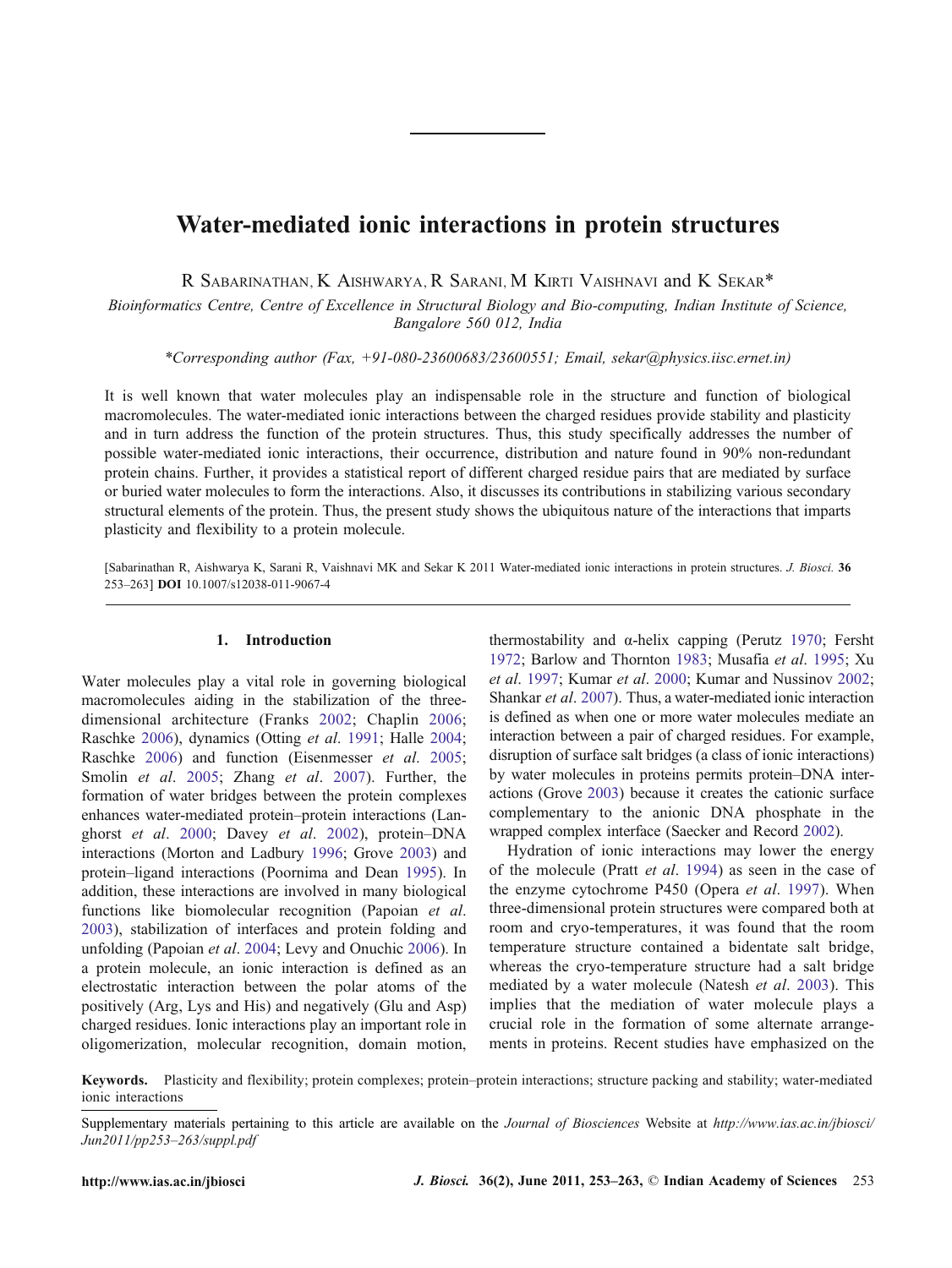# Water-mediated ionic interactions in protein structures

R Sabarinathan, K Aishwarya, R Sarani, M Kirti Vaishnavi and K Sekar*

*Bioinformatics Centre, Centre of Excellence in Structural Biology and Bio-computing, Indian Institute of Science, Bangalore 560 012, India*

*\*Corresponding author (Fax, +91-080-23600683/23600551; Email, sekar@physics.iisc.ernet.in)*

It is well known that water molecules play an indispensable role in the structure and function of biological macromolecules. The water-mediated ionic interactions between the charged residues provide stability and plasticity and in turn address the function of the protein structures. Thus, this study specifically addresses the number of possible water-mediated ionic interactions, their occurrence, distribution and nature found in 90% non-redundant protein chains. Further, it provides a statistical report of different charged residue pairs that are mediated by surface or buried water molecules to form the interactions. Also, it discusses its contributions in stabilizing various secondary structural elements of the protein. Thus, the present study shows the ubiquitous nature of the interactions that imparts plasticity and flexibility to a protein molecule.

[Sabarinathan R, Aishwarya K, Sarani R, Vaishnavi MK and Sekar K 2011 Water-mediated ionic interactions in protein structures. *J. Biosci.* **36** 253–263] **DOI** 10.1007/s12038-011-9067-4

**Keywords.** Plasticity and flexibility; protein complexes; protein–protein interactions; structure packing and stability; water-mediated ionic interactions

Supplementary materials pertaining to this article are available on the *Journal of Biosciences* Website at *http://www.ias.ac.in/jbiosci/Jun2011/pp253–263/suppl.pdf*

## 1. Introduction

Water molecules play a vital role in governing biological macromolecules aiding in the stabilization of the three-dimensional architecture (Franks 2002; Chaplin 2006; Raschke 2006), dynamics (Otting *et al*. 1991; Halle 2004; Raschke 2006) and function (Eisenmesser *et al*. 2005; Smolin *et al*. 2005; Zhang *et al*. 2007). Further, the formation of water bridges between the protein complexes enhances water-mediated protein–protein interactions (Langhorst *et al*. 2000; Davey *et al*. 2002), protein–DNA interactions (Morton and Ladbury 1996; Grove 2003) and protein–ligand interactions (Poornima and Dean 1995). In addition, these interactions are involved in many biological functions like biomolecular recognition (Papoian *et al*. 2003), stabilization of interfaces and protein folding and unfolding (Papoian *et al*. 2004; Levy and Onuchic 2006). In a protein molecule, an ionic interaction is defined as an electrostatic interaction between the polar atoms of the positively (Arg, Lys and His) and negatively (Glu and Asp) charged residues. Ionic interactions play an important role in oligomerization, molecular recognition, domain motion, thermostability and α-helix capping (Perutz 1970; Fersht 1972; Barlow and Thornton 1983; Musafia *et al*. 1995; Xu *et al*. 1997; Kumar *et al*. 2000; Kumar and Nussinov 2002; Shankar *et al*. 2007). Thus, a water-mediated ionic interaction is defined as when one or more water molecules mediate an interaction between a pair of charged residues. For example, disruption of surface salt bridges (a class of ionic interactions) by water molecules in proteins permits protein–DNA interactions (Grove 2003) because it creates the cationic surface complementary to the anionic DNA phosphate in the wrapped complex interface (Saecker and Record 2002).

Hydration of ionic interactions may lower the energy of the molecule (Pratt *et al*. 1994) as seen in the case of the enzyme cytochrome P450 (Opera *et al*. 1997). When three-dimensional protein structures were compared both at room and cryo-temperatures, it was found that the room temperature structure contained a bidentate salt bridge, whereas the cryo-temperature structure had a salt bridge mediated by a water molecule (Natesh *et al*. 2003). This implies that the mediation of water molecule plays a crucial role in the formation of some alternate arrangements in proteins. Recent studies have emphasized on the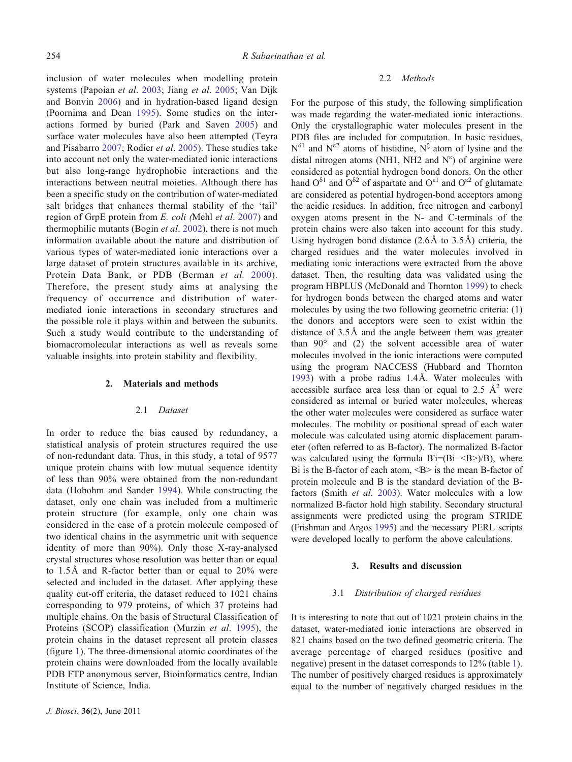inclusion of water molecules when modelling protein systems (Papoian *et al*. 2003; Jiang *et al*. 2005; Van Dijk and Bonvin 2006) and in hydration-based ligand design (Poornima and Dean 1995). Some studies on the interactions formed by buried (Park and Saven 2005) and surface water molecules have also been attempted (Teyra and Pisabarro 2007; Rodier *et al*. 2005). These studies take into account not only the water-mediated ionic interactions but also long-range hydrophobic interactions and the interactions between neutral moieties. Although there has been a specific study on the contribution of water-mediated salt bridges that enhances thermal stability of the 'tail' region of GrpE protein from *E. coli (*Mehl *et al*. 2007) and thermophilic mutants (Bogin *et al*. 2002), there is not much information available about the nature and distribution of various types of water-mediated ionic interactions over a large dataset of protein structures available in its archive, Protein Data Bank, or PDB (Berman *et al.* 2000). Therefore, the present study aims at analysing the frequency of occurrence and distribution of water-mediated ionic interactions in secondary structures and the possible role it plays within and between the subunits. Such a study would contribute to the understanding of biomacromolecular interactions as well as reveals some valuable insights into protein stability and flexibility.

## 2. Materials and methods

### 2.1 *Dataset*

In order to reduce the bias caused by redundancy, a statistical analysis of protein structures required the use of non-redundant data. Thus, in this study, a total of 9577 unique protein chains with low mutual sequence identity of less than 90% were obtained from the non-redundant data (Hobohm and Sander 1994). While constructing the dataset, only one chain was included from a multimeric protein structure (for example, only one chain was considered in the case of a protein molecule composed of two identical chains in the asymmetric unit with sequence identity of more than 90%). Only those X-ray-analysed crystal structures whose resolution was better than or equal to 1.5Å and R-factor better than or equal to 20% were selected and included in the dataset. After applying these quality cut-off criteria, the dataset reduced to 1021 chains corresponding to 979 proteins, of which 37 proteins had multiple chains. On the basis of Structural Classification of Proteins (SCOP) classification (Murzin *et al*. 1995), the protein chains in the dataset represent all protein classes (figure 1). The three-dimensional atomic coordinates of the protein chains were downloaded from the locally available PDB FTP anonymous server, Bioinformatics centre, Indian Institute of Science, India.

### 2.2 *Methods*

For the purpose of this study, the following simplification was made regarding the water-mediated ionic interactions. Only the crystallographic water molecules present in the PDB files are included for computation. In basic residues, $N^{\delta1}$ and $N^{\varepsilon2}$ atoms of histidine, $N^{\zeta}$ atom of lysine and the distal nitrogen atoms (NH1, NH2 and $N^{\varepsilon}$) of arginine were considered as potential hydrogen bond donors. On the other hand $O^{\delta1}$ and $O^{\delta2}$ of aspartate and $O^{\varepsilon1}$ and $O^{\varepsilon2}$ of glutamate are considered as potential hydrogen-bond acceptors among the acidic residues. In addition, free nitrogen and carbonyl oxygen atoms present in the N- and C-terminals of the protein chains were also taken into account for this study. Using hydrogen bond distance (2.6Å to 3.5Å) criteria, the charged residues and the water molecules involved in mediating ionic interactions were extracted from the above dataset. Then, the resulting data was validated using the program HBPLUS (McDonald and Thornton 1999) to check for hydrogen bonds between the charged atoms and water molecules by using the two following geometric criteria: (1) the donors and acceptors were seen to exist within the distance of 3.5Å and the angle between them was greater than 90° and (2) the solvent accessible area of water molecules involved in the ionic interactions were computed using the program NACCESS (Hubbard and Thornton 1993) with a probe radius 1.4Å. Water molecules with accessible surface area less than or equal to 2.5 $Å^2$ were considered as internal or buried water molecules, whereas the other water molecules were considered as surface water molecules. The mobility or positional spread of each water molecule was calculated using atomic displacement parameter (often referred to as B-factor). The normalized B-factor was calculated using the formula $B'i=(Bi-\langle B\rangle)/B)$, where Bi is the B-factor of each atom, $\langle B\rangle$ is the mean B-factor of protein molecule and B is the standard deviation of the B-factors (Smith *et al*. 2003). Water molecules with a low normalized B-factor hold high stability. Secondary structural assignments were predicted using the program STRIDE (Frishman and Argos 1995) and the necessary PERL scripts were developed locally to perform the above calculations.

## 3. Results and discussion

### 3.1 *Distribution of charged residues*

It is interesting to note that out of 1021 protein chains in the dataset, water-mediated ionic interactions are observed in 821 chains based on the two defined geometric criteria. The average percentage of charged residues (positive and negative) present in the dataset corresponds to 12% (table 1). The number of positively charged residues is approximately equal to the number of negatively charged residues in the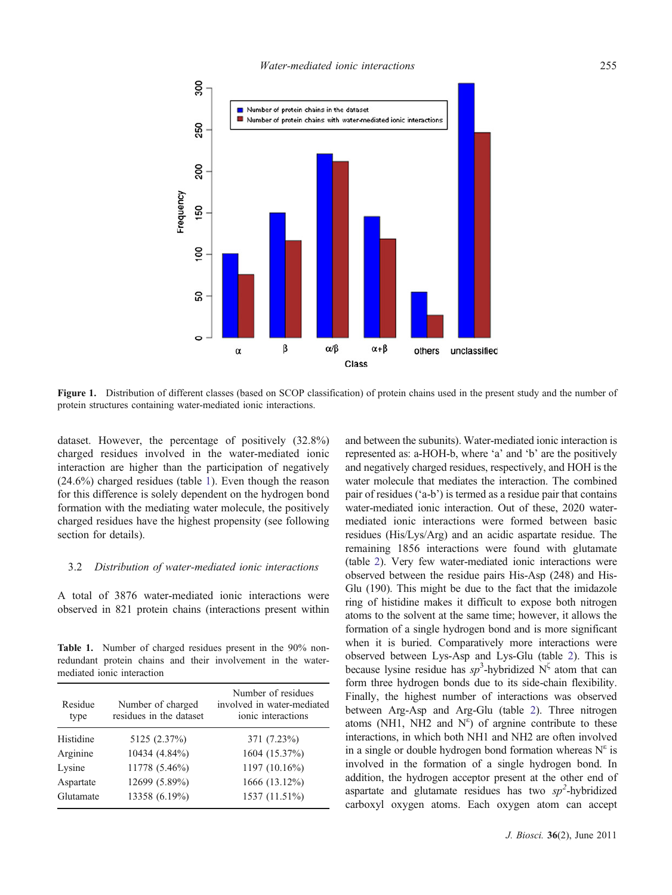Figure 1. Distribution of different classes (based on SCOP classification) of protein chains used in the present study and the number of protein structures containing water-mediated ionic interactions.

dataset. However, the percentage of positively (32.8%) charged residues involved in the water-mediated ionic interaction are higher than the participation of negatively (24.6%) charged residues (table 1). Even though the reason for this difference is solely dependent on the hydrogen bond formation with the mediating water molecule, the positively charged residues have the highest propensity (see following section for details).

### 3.2 *Distribution of water-mediated ionic interactions*

A total of 3876 water-mediated ionic interactions were observed in 821 protein chains (interactions present within and between the subunits). Water-mediated ionic interaction is represented as: a-HOH-b, where 'a' and 'b' are the positively and negatively charged residues, respectively, and HOH is the water molecule that mediates the interaction. The combined pair of residues ('a-b') is termed as a residue pair that contains water-mediated ionic interaction. Out of these, 2020 water-mediated ionic interactions were formed between basic residues (His/Lys/Arg) and an acidic aspartate residue. The remaining 1856 interactions were found with glutamate (table 2). Very few water-mediated ionic interactions were observed between the residue pairs His-Asp (248) and His-Glu (190). This might be due to the fact that the imidazole ring of histidine makes it difficult to expose both nitrogen atoms to the solvent at the same time; however, it allows the formation of a single hydrogen bond and is more significant when it is buried. Comparatively more interactions were observed between Lys-Asp and Lys-Glu (table 2). This is because lysine residue has $sp^3$-hybridized $N^{\zeta}$ atom that can form three hydrogen bonds due to its side-chain flexibility. Finally, the highest number of interactions was observed between Arg-Asp and Arg-Glu (table 2). Three nitrogen atoms (NH1, NH2 and $N^{\varepsilon}$) of argnine contribute to these interactions, in which both NH1 and NH2 are often involved in a single or double hydrogen bond formation whereas $N^{\varepsilon}$ is involved in the formation of a single hydrogen bond. In addition, the hydrogen acceptor present at the other end of aspartate and glutamate residues has two $sp^2$-hybridized carboxyl oxygen atoms. Each oxygen atom can accept

**Table 1.** Number of charged residues present in the 90% non-redundant protein chains and their involvement in the water-mediated ionic interaction

| Residue type | Number of charged residues in the dataset | Number of residues involved in water-mediated ionic interactions |
|---|---|---|
| Histidine | 5125 (2.37%) | 371 (7.23%) |
| Arginine | 10434 (4.84%) | 1604 (15.37%) |
| Lysine | 11778 (5.46%) | 1197 (10.16%) |
| Aspartate | 12699 (5.89%) | 1666 (13.12%) |
| Glutamate | 13358 (6.19%) | 1537 (11.51%) |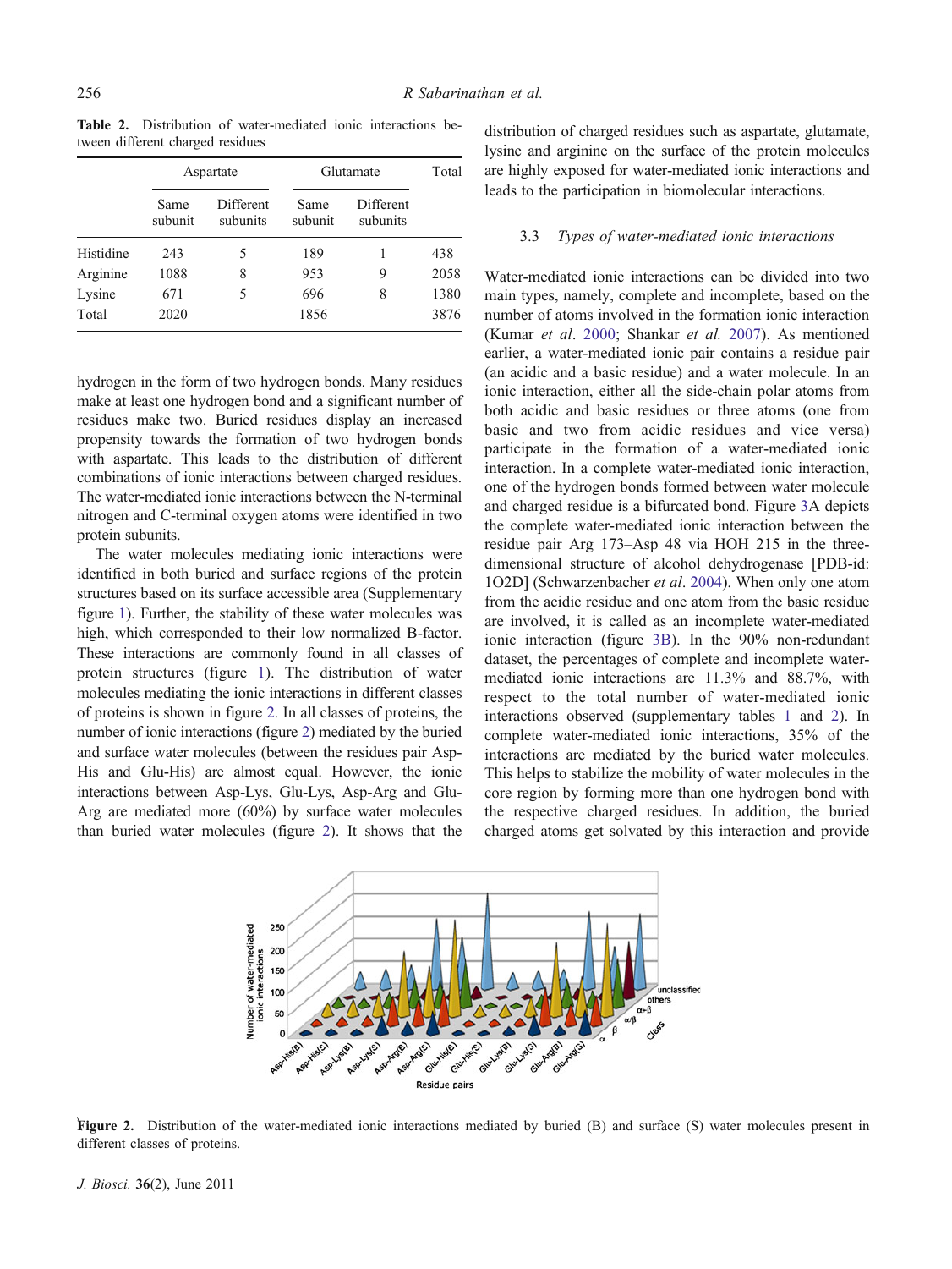**Table 2.** Distribution of water-mediated ionic interactions between different charged residues

| | Aspartate | | Glutamate | | Total |
|---|---|---|---|---|---|
| | Same subunit | Different subunits | Same subunit | Different subunits | |
| Histidine | 243 | 5 | 189 | 1 | 438 |
| Arginine | 1088 | 8 | 953 | 9 | 2058 |
| Lysine | 671 | 5 | 696 | 8 | 1380 |
| Total | 2020 | | 1856 | | 3876 |

hydrogen in the form of two hydrogen bonds. Many residues make at least one hydrogen bond and a significant number of residues make two. Buried residues display an increased propensity towards the formation of two hydrogen bonds with aspartate. This leads to the distribution of different combinations of ionic interactions between charged residues. The water-mediated ionic interactions between the N-terminal nitrogen and C-terminal oxygen atoms were identified in two protein subunits.

The water molecules mediating ionic interactions were identified in both buried and surface regions of the protein structures based on its surface accessible area (Supplementary figure 1). Further, the stability of these water molecules was high, which corresponded to their low normalized B-factor. These interactions are commonly found in all classes of protein structures (figure 1). The distribution of water molecules mediating the ionic interactions in different classes of proteins is shown in figure 2. In all classes of proteins, the number of ionic interactions (figure 2) mediated by the buried and surface water molecules (between the residues pair Asp-His and Glu-His) are almost equal. However, the ionic interactions between Asp-Lys, Glu-Lys, Asp-Arg and Glu-Arg are mediated more (60%) by surface water molecules than buried water molecules (figure 2). It shows that the distribution of charged residues such as aspartate, glutamate, lysine and arginine on the surface of the protein molecules are highly exposed for water-mediated ionic interactions and leads to the participation in biomolecular interactions.

### 3.3 *Types of water-mediated ionic interactions*

Water-mediated ionic interactions can be divided into two main types, namely, complete and incomplete, based on the number of atoms involved in the formation ionic interaction (Kumar *et al*. 2000; Shankar *et al.* 2007). As mentioned earlier, a water-mediated ionic pair contains a residue pair (an acidic and a basic residue) and a water molecule. In an ionic interaction, either all the side-chain polar atoms from both acidic and basic residues or three atoms (one from basic and two from acidic residues and vice versa) participate in the formation of a water-mediated ionic interaction. In a complete water-mediated ionic interaction, one of the hydrogen bonds formed between water molecule and charged residue is a bifurcated bond. Figure 3A depicts the complete water-mediated ionic interaction between the residue pair Arg 173–Asp 48 via HOH 215 in the three-dimensional structure of alcohol dehydrogenase [PDB-id: 1O2D] (Schwarzenbacher *et al*. 2004). When only one atom from the acidic residue and one atom from the basic residue are involved, it is called as an incomplete water-mediated ionic interaction (figure 3B). In the 90% non-redundant dataset, the percentages of complete and incomplete water-mediated ionic interactions are 11.3% and 88.7%, with respect to the total number of water-mediated ionic interactions observed (supplementary tables 1 and 2). In complete water-mediated ionic interactions, 35% of the interactions are mediated by the buried water molecules. This helps to stabilize the mobility of water molecules in the core region by forming more than one hydrogen bond with the respective charged residues. In addition, the buried charged atoms get solvated by this interaction and provide

**Figure 2.** Distribution of the water-mediated ionic interactions mediated by buried (B) and surface (S) water molecules present in different classes of proteins.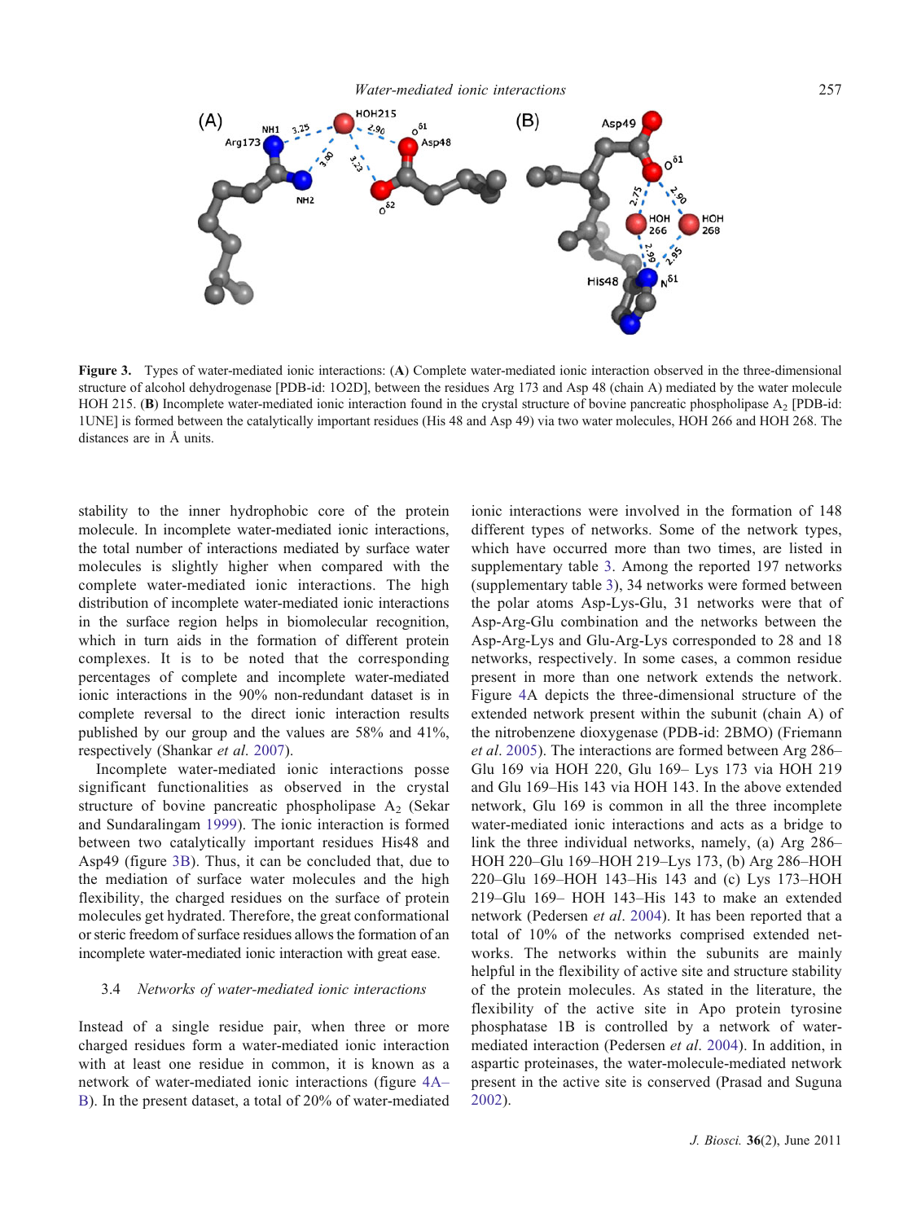**Figure 3.** Types of water-mediated ionic interactions: (**A**) Complete water-mediated ionic interaction observed in the three-dimensional structure of alcohol dehydrogenase [PDB-id: 1O2D], between the residues Arg 173 and Asp 48 (chain A) mediated by the water molecule HOH 215. (**B**) Incomplete water-mediated ionic interaction found in the crystal structure of bovine pancreatic phospholipase $A_2$ [PDB-id: 1UNE] is formed between the catalytically important residues (His 48 and Asp 49) via two water molecules, HOH 266 and HOH 268. The distances are in Å units.

stability to the inner hydrophobic core of the protein molecule. In incomplete water-mediated ionic interactions, the total number of interactions mediated by surface water molecules is slightly higher when compared with the complete water-mediated ionic interactions. The high distribution of incomplete water-mediated ionic interactions in the surface region helps in biomolecular recognition, which in turn aids in the formation of different protein complexes. It is to be noted that the corresponding percentages of complete and incomplete water-mediated ionic interactions in the 90% non-redundant dataset is in complete reversal to the direct ionic interaction results published by our group and the values are 58% and 41%, respectively (Shankar *et al*. 2007).

Incomplete water-mediated ionic interactions posse significant functionalities as observed in the crystal structure of bovine pancreatic phospholipase $A_2$ (Sekar and Sundaralingam 1999). The ionic interaction is formed between two catalytically important residues His48 and Asp49 (figure 3B). Thus, it can be concluded that, due to the mediation of surface water molecules and the high flexibility, the charged residues on the surface of protein molecules get hydrated. Therefore, the great conformational or steric freedom of surface residues allows the formation of an incomplete water-mediated ionic interaction with great ease.

### 3.4 *Networks of water-mediated ionic interactions*

Instead of a single residue pair, when three or more charged residues form a water-mediated ionic interaction with at least one residue in common, it is known as a network of water-mediated ionic interactions (figure 4A–B). In the present dataset, a total of 20% of water-mediated ionic interactions were involved in the formation of 148 different types of networks. Some of the network types, which have occurred more than two times, are listed in supplementary table 3. Among the reported 197 networks (supplementary table 3), 34 networks were formed between the polar atoms Asp-Lys-Glu, 31 networks were that of Asp-Arg-Glu combination and the networks between the Asp-Arg-Lys and Glu-Arg-Lys corresponded to 28 and 18 networks, respectively. In some cases, a common residue present in more than one network extends the network. Figure 4A depicts the three-dimensional structure of the extended network present within the subunit (chain A) of the nitrobenzene dioxygenase (PDB-id: 2BMO) (Friemann *et al*. 2005). The interactions are formed between Arg 286–Glu 169 via HOH 220, Glu 169– Lys 173 via HOH 219 and Glu 169–His 143 via HOH 143. In the above extended network, Glu 169 is common in all the three incomplete water-mediated ionic interactions and acts as a bridge to link the three individual networks, namely, (a) Arg 286–HOH 220–Glu 169–HOH 219–Lys 173, (b) Arg 286–HOH 220–Glu 169–HOH 143–His 143 and (c) Lys 173–HOH 219–Glu 169– HOH 143–His 143 to make an extended network (Pedersen *et al*. 2004). It has been reported that a total of 10% of the networks comprised extended networks. The networks within the subunits are mainly helpful in the flexibility of active site and structure stability of the protein molecules. As stated in the literature, the flexibility of the active site in Apo protein tyrosine phosphatase 1B is controlled by a network of water-mediated interaction (Pedersen *et al*. 2004). In addition, in aspartic proteinases, the water-molecule-mediated network present in the active site is conserved (Prasad and Suguna 2002).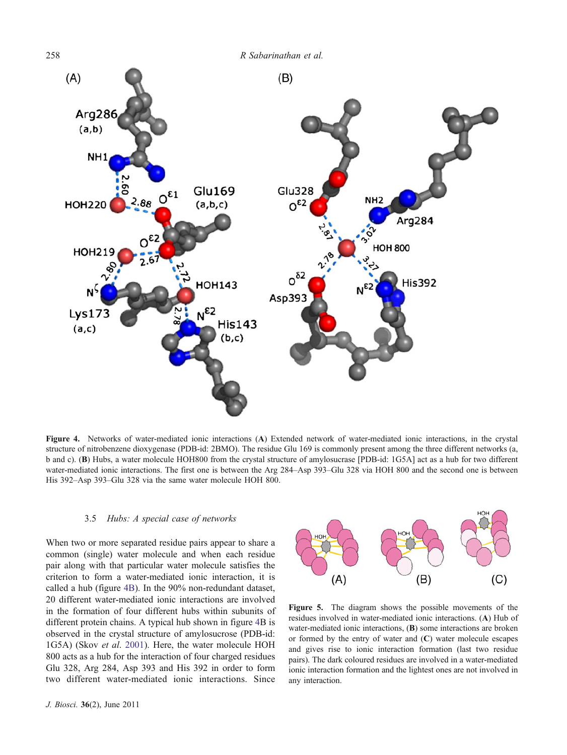**Figure 4.** Networks of water-mediated ionic interactions (**A**) Extended network of water-mediated ionic interactions, in the crystal structure of nitrobenzene dioxygenase (PDB-id: 2BMO). The residue Glu 169 is commonly present among the three different networks (a, b and c). (**B**) Hubs, a water molecule HOH800 from the crystal structure of amylosucrase [PDB-id: 1G5A] act as a hub for two different water-mediated ionic interactions. The first one is between the Arg 284–Asp 393–Glu 328 via HOH 800 and the second one is between His 392–Asp 393–Glu 328 via the same water molecule HOH 800.

### 3.5 *Hubs: A special case of networks*

When two or more separated residue pairs appear to share a common (single) water molecule and when each residue pair along with that particular water molecule satisfies the criterion to form a water-mediated ionic interaction, it is called a hub (figure 4B). In the 90% non-redundant dataset, 20 different water-mediated ionic interactions are involved in the formation of four different hubs within subunits of different protein chains. A typical hub shown in figure 4B is observed in the crystal structure of amylosucrose (PDB-id: 1G5A) (Skov *et al.* 2001). Here, the water molecule HOH 800 acts as a hub for the interaction of four charged residues Glu 328, Arg 284, Asp 393 and His 392 in order to form two different water-mediated ionic interactions. Since

**Figure 5.** The diagram shows the possible movements of the residues involved in water-mediated ionic interactions. (**A**) Hub of water-mediated ionic interactions, (**B**) some interactions are broken or formed by the entry of water and (**C**) water molecule escapes and gives rise to ionic interaction formation (last two residue pairs). The dark coloured residues are involved in a water-mediated ionic interaction formation and the lightest ones are not involved in any interaction.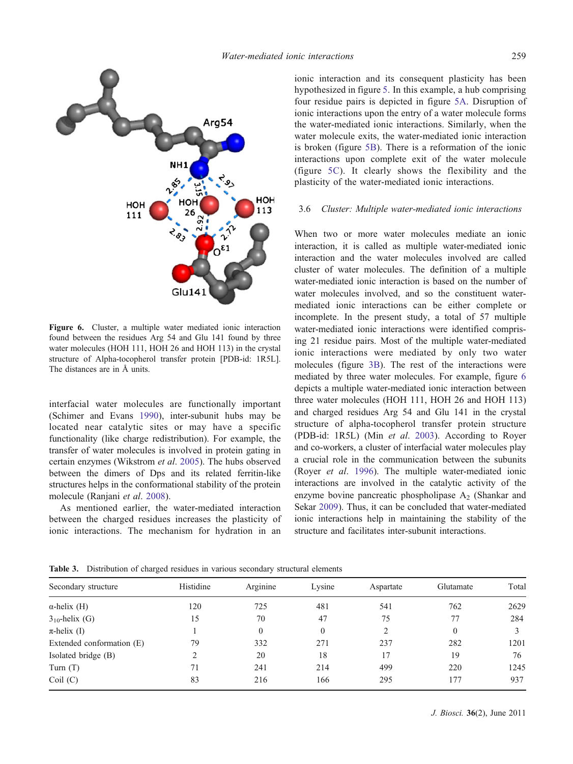**Figure 6.** Cluster, a multiple water mediated ionic interaction found between the residues Arg 54 and Glu 141 found by three water molecules (HOH 111, HOH 26 and HOH 113) in the crystal structure of Alpha-tocopherol transfer protein [PDB-id: 1R5L]. The distances are in Å units.

interfacial water molecules are functionally important (Schimer and Evans 1990), inter-subunit hubs may be located near catalytic sites or may have a specific functionality (like charge redistribution). For example, the transfer of water molecules is involved in protein gating in certain enzymes (Wikstrom *et al*. 2005). The hubs observed between the dimers of Dps and its related ferritin-like structures helps in the conformational stability of the protein molecule (Ranjani *et al*. 2008).

As mentioned earlier, the water-mediated interaction between the charged residues increases the plasticity of ionic interactions. The mechanism for hydration in an ionic interaction and its consequent plasticity has been hypothesized in figure 5. In this example, a hub comprising four residue pairs is depicted in figure 5A. Disruption of ionic interactions upon the entry of a water molecule forms the water-mediated ionic interactions. Similarly, when the water molecule exits, the water-mediated ionic interaction is broken (figure 5B). There is a reformation of the ionic interactions upon complete exit of the water molecule (figure 5C). It clearly shows the flexibility and the plasticity of the water-mediated ionic interactions.

### 3.6 *Cluster: Multiple water-mediated ionic interactions*

When two or more water molecules mediate an ionic interaction, it is called as multiple water-mediated ionic interaction and the water molecules involved are called cluster of water molecules. The definition of a multiple water-mediated ionic interaction is based on the number of water molecules involved, and so the constituent water-mediated ionic interactions can be either complete or incomplete. In the present study, a total of 57 multiple water-mediated ionic interactions were identified comprising 21 residue pairs. Most of the multiple water-mediated ionic interactions were mediated by only two water molecules (figure 3B). The rest of the interactions were mediated by three water molecules. For example, figure 6 depicts a multiple water-mediated ionic interaction between three water molecules (HOH 111, HOH 26 and HOH 113) and charged residues Arg 54 and Glu 141 in the crystal structure of alpha-tocopherol transfer protein structure (PDB-id: 1R5L) (Min *et al*. 2003). According to Royer and co-workers, a cluster of interfacial water molecules play a crucial role in the communication between the subunits (Royer *et al*. 1996). The multiple water-mediated ionic interactions are involved in the catalytic activity of the enzyme bovine pancreatic phospholipase $A_2$ (Shankar and Sekar 2009). Thus, it can be concluded that water-mediated ionic interactions help in maintaining the stability of the structure and facilitates inter-subunit interactions.

**Table 3.** Distribution of charged residues in various secondary structural elements

| Secondary structure | Histidine | Arginine | Lysine | Aspartate | Glutamate | Total |
|---|---|---|---|---|---|---|
| α-helix (H) | 120 | 725 | 481 | 541 | 762 | 2629 |
| $3_{10}$-helix (G) | 15 | 70 | 47 | 75 | 77 | 284 |
| π-helix (I) | 1 | 0 | 0 | 2 | 0 | 3 |
| Extended conformation (E) | 79 | 332 | 271 | 237 | 282 | 1201 |
| Isolated bridge (B) | 2 | 20 | 18 | 17 | 19 | 76 |
| Turn (T) | 71 | 241 | 214 | 499 | 220 | 1245 |
| Coil (C) | 83 | 216 | 166 | 295 | 177 | 937 |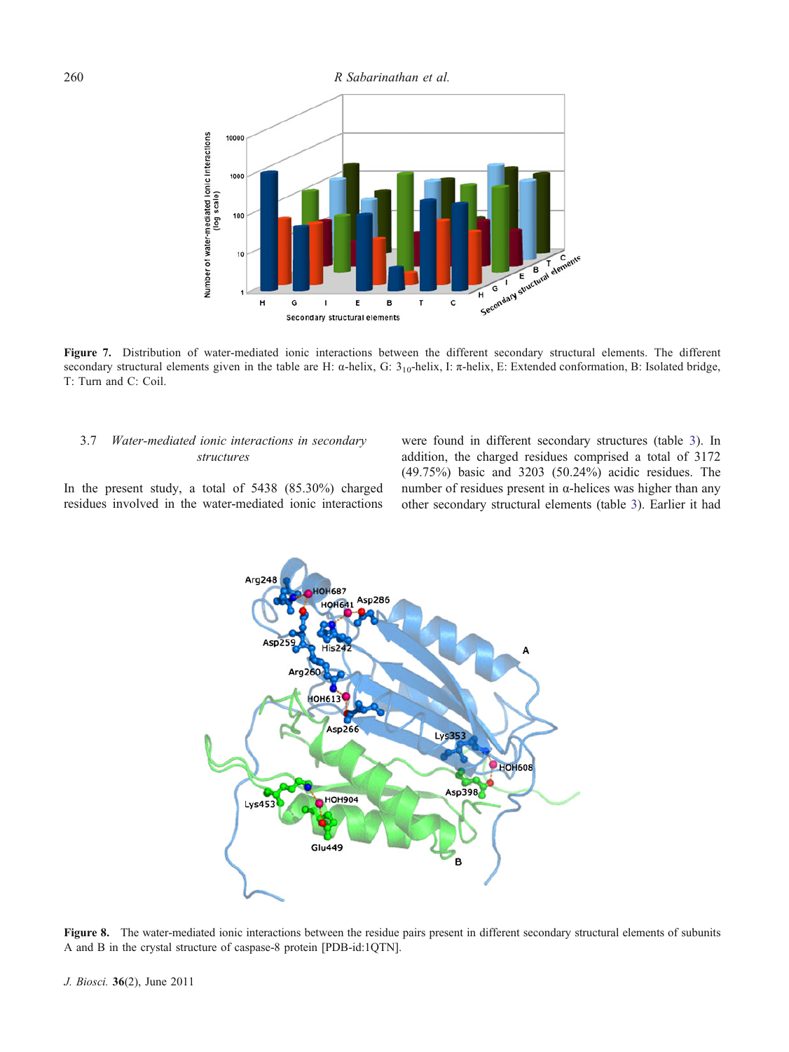**Figure 7.** Distribution of water-mediated ionic interactions between the different secondary structural elements. The different secondary structural elements given in the table are H: α-helix, G: $3_{10}$-helix, I: π-helix, E: Extended conformation, B: Isolated bridge, T: Turn and C: Coil.

### 3.7 *Water-mediated ionic interactions in secondary structures*

In the present study, a total of 5438 (85.30%) charged residues involved in the water-mediated ionic interactions were found in different secondary structures (table 3). In addition, the charged residues comprised a total of 3172 (49.75%) basic and 3203 (50.24%) acidic residues. The number of residues present in α-helices was higher than any other secondary structural elements (table 3). Earlier it had

**Figure 8.** The water-mediated ionic interactions between the residue pairs present in different secondary structural elements of subunits A and B in the crystal structure of caspase-8 protein [PDB-id:1QTN].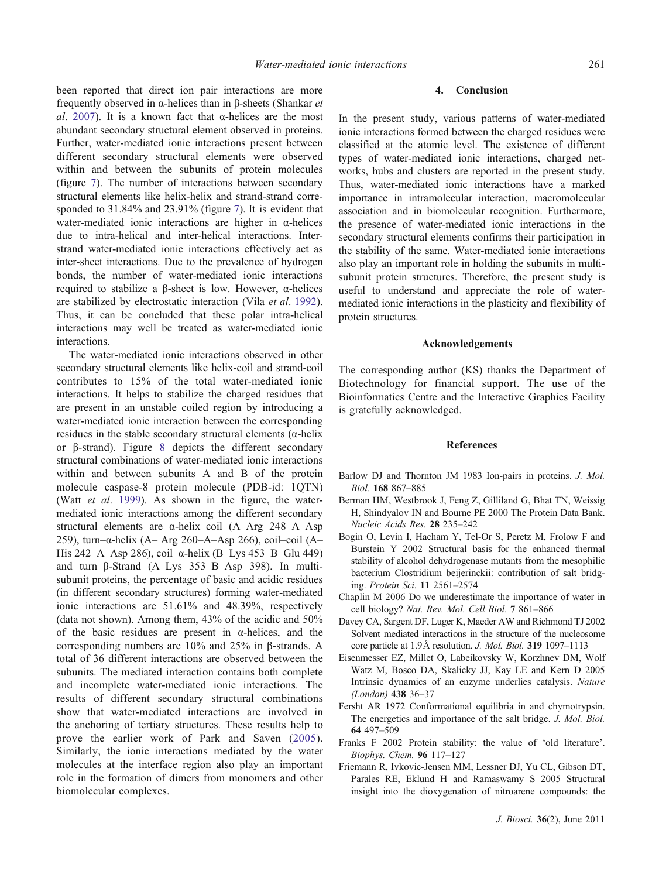been reported that direct ion pair interactions are more frequently observed in α-helices than in β-sheets (Shankar *et al*. 2007). It is a known fact that α-helices are the most abundant secondary structural element observed in proteins. Further, water-mediated ionic interactions present between different secondary structural elements were observed within and between the subunits of protein molecules (figure 7). The number of interactions between secondary structural elements like helix-helix and strand-strand corresponded to 31.84% and 23.91% (figure 7). It is evident that water-mediated ionic interactions are higher in α-helices due to intra-helical and inter-helical interactions. Inter-strand water-mediated ionic interactions effectively act as inter-sheet interactions. Due to the prevalence of hydrogen bonds, the number of water-mediated ionic interactions required to stabilize a β-sheet is low. However, α-helices are stabilized by electrostatic interaction (Vila *et al*. 1992). Thus, it can be concluded that these polar intra-helical interactions may well be treated as water-mediated ionic interactions.

The water-mediated ionic interactions observed in other secondary structural elements like helix-coil and strand-coil contributes to 15% of the total water-mediated ionic interactions. It helps to stabilize the charged residues that are present in an unstable coiled region by introducing a water-mediated ionic interaction between the corresponding residues in the stable secondary structural elements (α-helix or β-strand). Figure 8 depicts the different secondary structural combinations of water-mediated ionic interactions within and between subunits A and B of the protein molecule caspase-8 protein molecule (PDB-id: 1QTN) (Watt *et al*. 1999). As shown in the figure, the water-mediated ionic interactions among the different secondary structural elements are α-helix–coil (A–Arg 248–A–Asp 259), turn–α-helix (A– Arg 260–A–Asp 266), coil–coil (A–His 242–A–Asp 286), coil–α-helix (B–Lys 453–B–Glu 449) and turn–β-Strand (A–Lys 353–B–Asp 398). In multi-subunit proteins, the percentage of basic and acidic residues (in different secondary structures) forming water-mediated ionic interactions are 51.61% and 48.39%, respectively (data not shown). Among them, 43% of the acidic and 50% of the basic residues are present in α-helices, and the corresponding numbers are 10% and 25% in β-strands. A total of 36 different interactions are observed between the subunits. The mediated interaction contains both complete and incomplete water-mediated ionic interactions. The results of different secondary structural combinations show that water-mediated interactions are involved in the anchoring of tertiary structures. These results help to prove the earlier work of Park and Saven (2005). Similarly, the ionic interactions mediated by the water molecules at the interface region also play an important role in the formation of dimers from monomers and other biomolecular complexes.

## 4. Conclusion

In the present study, various patterns of water-mediated ionic interactions formed between the charged residues were classified at the atomic level. The existence of different types of water-mediated ionic interactions, charged networks, hubs and clusters are reported in the present study. Thus, water-mediated ionic interactions have a marked importance in intramolecular interaction, macromolecular association and in biomolecular recognition. Furthermore, the presence of water-mediated ionic interactions in the secondary structural elements confirms their participation in the stability of the same. Water-mediated ionic interactions also play an important role in holding the subunits in multi-subunit protein structures. Therefore, the present study is useful to understand and appreciate the role of water-mediated ionic interactions in the plasticity and flexibility of protein structures.

## Acknowledgements

The corresponding author (KS) thanks the Department of Biotechnology for financial support. The use of the Bioinformatics Centre and the Interactive Graphics Facility is gratefully acknowledged.

## References

Barlow DJ and Thornton JM 1983 Ion-pairs in proteins. *J. Mol. Biol.* **168** 867–885

Berman HM, Westbrook J, Feng Z, Gilliland G, Bhat TN, Weissig H, Shindyalov IN and Bourne PE 2000 The Protein Data Bank. *Nucleic Acids Res.* **28** 235–242

Bogin O, Levin I, Hacham Y, Tel-Or S, Peretz M, Frolow F and Burstein Y 2002 Structural basis for the enhanced thermal stability of alcohol dehydrogenase mutants from the mesophilic bacterium Clostridium beijerinckii: contribution of salt bridging. *Protein Sci*. **11** 2561–2574

Chaplin M 2006 Do we underestimate the importance of water in cell biology? *Nat. Rev. Mol. Cell Biol*. **7** 861–866

Davey CA, Sargent DF, Luger K, Maeder AW and Richmond TJ 2002 Solvent mediated interactions in the structure of the nucleosome core particle at 1.9Å resolution. *J. Mol. Biol.* **319** 1097–1113

Eisenmesser EZ, Millet O, Labeikovsky W, Korzhnev DM, Wolf Watz M, Bosco DA, Skalicky JJ, Kay LE and Kern D 2005 Intrinsic dynamics of an enzyme underlies catalysis. *Nature (London)* **438** 36–37

Fersht AR 1972 Conformational equilibria in and chymotrypsin. The energetics and importance of the salt bridge. *J. Mol. Biol.* **64** 497–509

Franks F 2002 Protein stability: the value of 'old literature'. *Biophys. Chem.* **96** 117–127

Friemann R, Ivkovic-Jensen MM, Lessner DJ, Yu CL, Gibson DT, Parales RE, Eklund H and Ramaswamy S 2005 Structural insight into the dioxygenation of nitroarene compounds: the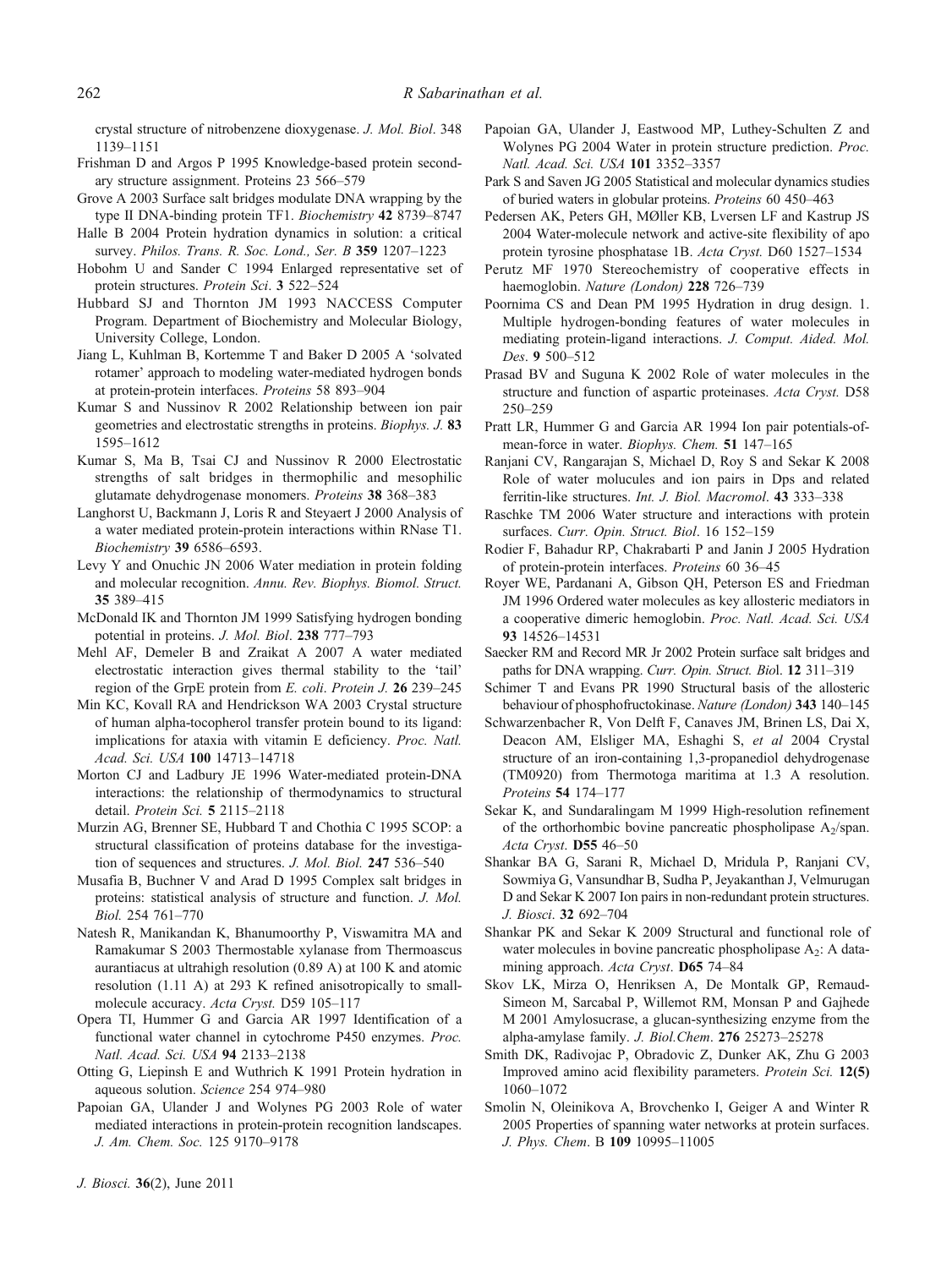crystal structure of nitrobenzene dioxygenase. *J. Mol. Biol*. 348 1139–1151

Frishman D and Argos P 1995 Knowledge-based protein secondary structure assignment. Proteins 23 566–579

Grove A 2003 Surface salt bridges modulate DNA wrapping by the type II DNA-binding protein TF1. *Biochemistry* **42** 8739–8747

Halle B 2004 Protein hydration dynamics in solution: a critical survey. *Philos. Trans. R. Soc. Lond., Ser. B* **359** 1207–1223

Hobohm U and Sander C 1994 Enlarged representative set of protein structures. *Protein Sci*. **3** 522–524

Hubbard SJ and Thornton JM 1993 NACCESS Computer Program. Department of Biochemistry and Molecular Biology, University College, London.

Jiang L, Kuhlman B, Kortemme T and Baker D 2005 A 'solvated rotamer' approach to modeling water-mediated hydrogen bonds at protein-protein interfaces. *Proteins* 58 893–904

Kumar S and Nussinov R 2002 Relationship between ion pair geometries and electrostatic strengths in proteins. *Biophys. J.* **83** 1595–1612

Kumar S, Ma B, Tsai CJ and Nussinov R 2000 Electrostatic strengths of salt bridges in thermophilic and mesophilic glutamate dehydrogenase monomers. *Proteins* **38** 368–383

Langhorst U, Backmann J, Loris R and Steyaert J 2000 Analysis of a water mediated protein-protein interactions within RNase T1. *Biochemistry* **39** 6586–6593.

Levy Y and Onuchic JN 2006 Water mediation in protein folding and molecular recognition. *Annu. Rev. Biophys. Biomol. Struct.* **35** 389–415

McDonald IK and Thornton JM 1999 Satisfying hydrogen bonding potential in proteins. *J. Mol. Biol*. **238** 777–793

Mehl AF, Demeler B and Zraikat A 2007 A water mediated electrostatic interaction gives thermal stability to the 'tail' region of the GrpE protein from *E. coli*. *Protein J.* **26** 239–245

Min KC, Kovall RA and Hendrickson WA 2003 Crystal structure of human alpha-tocopherol transfer protein bound to its ligand: implications for ataxia with vitamin E deficiency. *Proc. Natl. Acad. Sci. USA* **100** 14713–14718

Morton CJ and Ladbury JE 1996 Water-mediated protein-DNA interactions: the relationship of thermodynamics to structural detail. *Protein Sci.* **5** 2115–2118

Murzin AG, Brenner SE, Hubbard T and Chothia C 1995 SCOP: a structural classification of proteins database for the investigation of sequences and structures. *J. Mol. Biol.* **247** 536–540

Musafia B, Buchner V and Arad D 1995 Complex salt bridges in proteins: statistical analysis of structure and function. *J. Mol. Biol.* 254 761–770

Natesh R, Manikandan K, Bhanumoorthy P, Viswamitra MA and Ramakumar S 2003 Thermostable xylanase from Thermoascus aurantiacus at ultrahigh resolution (0.89 A) at 100 K and atomic resolution (1.11 A) at 293 K refined anisotropically to small-molecule accuracy. *Acta Cryst.* D59 105–117

Opera TI, Hummer G and Garcia AR 1997 Identification of a functional water channel in cytochrome P450 enzymes. *Proc. Natl. Acad. Sci. USA* **94** 2133–2138

Otting G, Liepinsh E and Wuthrich K 1991 Protein hydration in aqueous solution. *Science* 254 974–980

Papoian GA, Ulander J and Wolynes PG 2003 Role of water mediated interactions in protein-protein recognition landscapes. *J. Am. Chem. Soc.* 125 9170–9178

Papoian GA, Ulander J, Eastwood MP, Luthey-Schulten Z and Wolynes PG 2004 Water in protein structure prediction. *Proc. Natl. Acad. Sci. USA* **101** 3352–3357

Park S and Saven JG 2005 Statistical and molecular dynamics studies of buried waters in globular proteins. *Proteins* 60 450–463

Pedersen AK, Peters GH, MØller KB, Lversen LF and Kastrup JS 2004 Water-molecule network and active-site flexibility of apo protein tyrosine phosphatase 1B. *Acta Cryst.* D60 1527–1534

Perutz MF 1970 Stereochemistry of cooperative effects in haemoglobin. *Nature (London)* **228** 726–739

Poornima CS and Dean PM 1995 Hydration in drug design. 1. Multiple hydrogen-bonding features of water molecules in mediating protein-ligand interactions. *J. Comput. Aided. Mol. Des*. **9** 500–512

Prasad BV and Suguna K 2002 Role of water molecules in the structure and function of aspartic proteinases. *Acta Cryst.* D58 250–259

Pratt LR, Hummer G and Garcia AR 1994 Ion pair potentials-of-mean-force in water. *Biophys. Chem.* **51** 147–165

Ranjani CV, Rangarajan S, Michael D, Roy S and Sekar K 2008 Role of water molucules and ion pairs in Dps and related ferritin-like structures. *Int. J. Biol. Macromol*. **43** 333–338

Raschke TM 2006 Water structure and interactions with protein surfaces. *Curr. Opin. Struct. Biol*. 16 152–159

Rodier F, Bahadur RP, Chakrabarti P and Janin J 2005 Hydration of protein-protein interfaces. *Proteins* 60 36–45

Royer WE, Pardanani A, Gibson QH, Peterson ES and Friedman JM 1996 Ordered water molecules as key allosteric mediators in a cooperative dimeric hemoglobin. *Proc. Natl. Acad. Sci. USA* **93** 14526–14531

Saecker RM and Record MR Jr 2002 Protein surface salt bridges and paths for DNA wrapping. *Curr. Opin. Struct. Bio*l. **12** 311–319

Schimer T and Evans PR 1990 Structural basis of the allosteric behaviour of phosphofructokinase. *Nature (London)* **343** 140–145

Schwarzenbacher R, Von Delft F, Canaves JM, Brinen LS, Dai X, Deacon AM, Elsliger MA, Eshaghi S, *et al* 2004 Crystal structure of an iron-containing 1,3-propanediol dehydrogenase (TM0920) from Thermotoga maritima at 1.3 A resolution. *Proteins* **54** 174–177

Sekar K, and Sundaralingam M 1999 High-resolution refinement of the orthorhombic bovine pancreatic phospholipase $A_2$/span. *Acta Cryst*. **D55** 46–50

Shankar BA G, Sarani R, Michael D, Mridula P, Ranjani CV, Sowmiya G, Vansundhar B, Sudha P, Jeyakanthan J, Velmurugan D and Sekar K 2007 Ion pairs in non-redundant protein structures. *J. Biosci*. **32** 692–704

Shankar PK and Sekar K 2009 Structural and functional role of water molecules in bovine pancreatic phospholipase $A_2$: A data-mining approach. *Acta Cryst*. **D65** 74–84

Skov LK, Mirza O, Henriksen A, De Montalk GP, Remaud-Simeon M, Sarcabal P, Willemot RM, Monsan P and Gajhede M 2001 Amylosucrase, a glucan-synthesizing enzyme from the alpha-amylase family. *J. Biol.Chem*. **276** 25273–25278

Smith DK, Radivojac P, Obradovic Z, Dunker AK, Zhu G 2003 Improved amino acid flexibility parameters. *Protein Sci.* **12(5)** 1060–1072

Smolin N, Oleinikova A, Brovchenko I, Geiger A and Winter R 2005 Properties of spanning water networks at protein surfaces. *J. Phys. Chem*. B **109** 10995–11005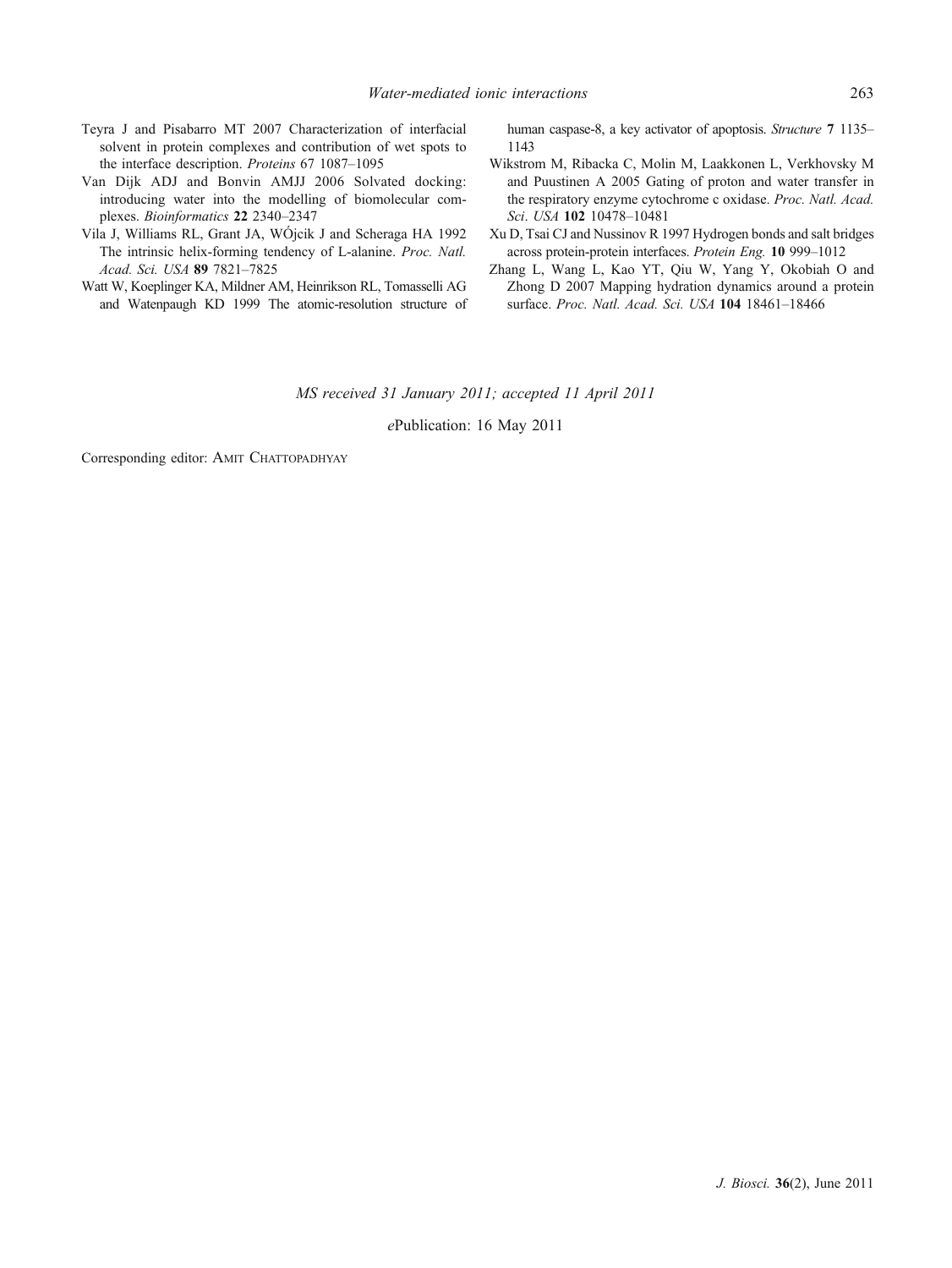Teyra J and Pisabarro MT 2007 Characterization of interfacial solvent in protein complexes and contribution of wet spots to the interface description. *Proteins* 67 1087–1095

Van Dijk ADJ and Bonvin AMJJ 2006 Solvated docking: introducing water into the modelling of biomolecular complexes. *Bioinformatics* **22** 2340–2347

Vila J, Williams RL, Grant JA, WÓjcik J and Scheraga HA 1992 The intrinsic helix-forming tendency of L-alanine. *Proc. Natl. Acad. Sci. USA* **89** 7821–7825

Watt W, Koeplinger KA, Mildner AM, Heinrikson RL, Tomasselli AG and Watenpaugh KD 1999 The atomic-resolution structure of human caspase-8, a key activator of apoptosis. *Structure* **7** 1135–1143

Wikstrom M, Ribacka C, Molin M, Laakkonen L, Verkhovsky M and Puustinen A 2005 Gating of proton and water transfer in the respiratory enzyme cytochrome c oxidase. *Proc. Natl. Acad. Sci. USA* **102** 10478–10481

Xu D, Tsai CJ and Nussinov R 1997 Hydrogen bonds and salt bridges across protein-protein interfaces. *Protein Eng.* **10** 999–1012

Zhang L, Wang L, Kao YT, Qiu W, Yang Y, Okobiah O and Zhong D 2007 Mapping hydration dynamics around a protein surface. *Proc. Natl. Acad. Sci. USA* **104** 18461–18466

*MS received 31 January 2011; accepted 11 April 2011*

*e*Publication: 16 May 2011

Corresponding editor: AMIT CHATTOPADHYAY